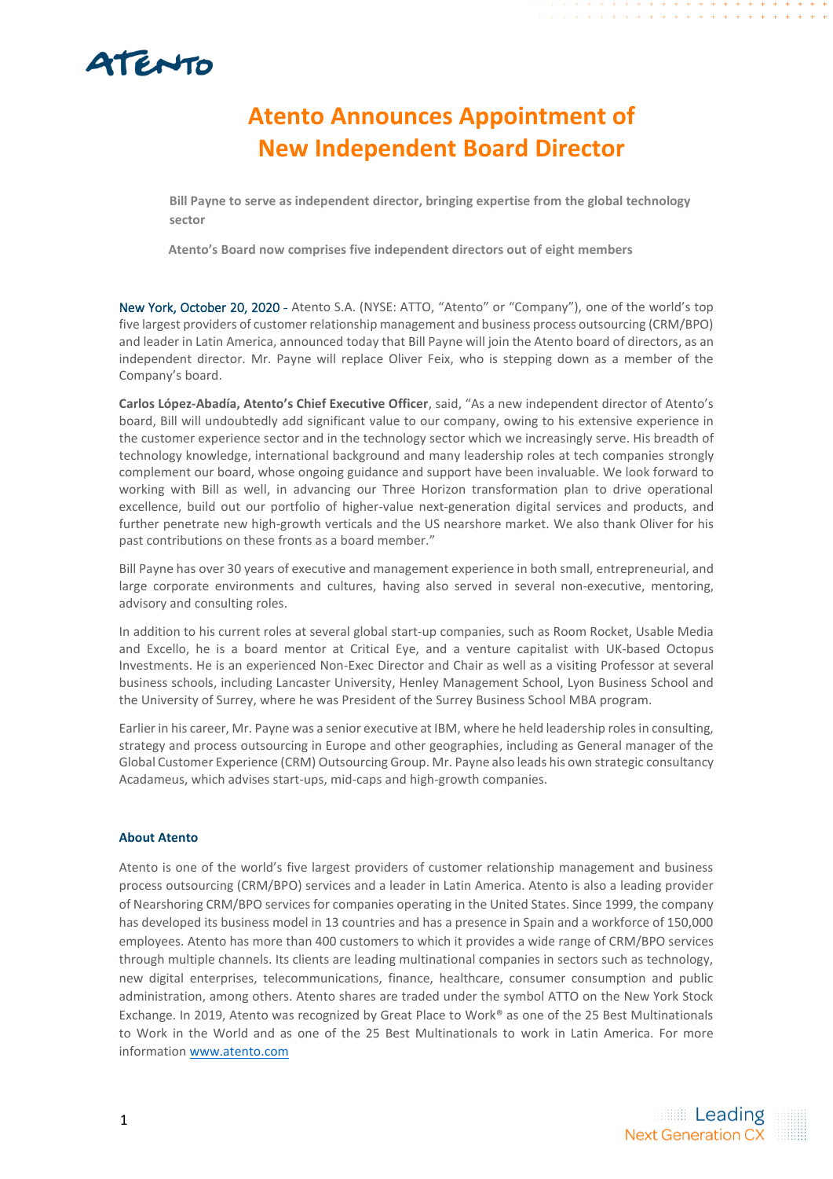# Atento Announces Appointment of New Independent Board Director

**Bill Payne to serve as independent director, bringing expertise from the global technology sector**

**Atento's Board now comprises five independent directors out of eight members**

New York, October 20, 2020 - Atento S.A. (NYSE: ATTO, "Atento" or "Company"), one of the world's top five largest providers of customer relationship management and business process outsourcing (CRM/BPO) and leader in Latin America, announced today that Bill Payne will join the Atento board of directors, as an independent director. Mr. Payne will replace Oliver Feix, who is stepping down as a member of the Company's board.

**Carlos López-Abadía, Atento's Chief Executive Officer**, said, "As a new independent director of Atento's board, Bill will undoubtedly add significant value to our company, owing to his extensive experience in the customer experience sector and in the technology sector which we increasingly serve. His breadth of technology knowledge, international background and many leadership roles at tech companies strongly complement our board, whose ongoing guidance and support have been invaluable. We look forward to working with Bill as well, in advancing our Three Horizon transformation plan to drive operational excellence, build out our portfolio of higher-value next-generation digital services and products, and further penetrate new high-growth verticals and the US nearshore market. We also thank Oliver for his past contributions on these fronts as a board member."

Bill Payne has over 30 years of executive and management experience in both small, entrepreneurial, and large corporate environments and cultures, having also served in several non-executive, mentoring, advisory and consulting roles.

In addition to his current roles at several global start-up companies, such as Room Rocket, Usable Media and Excello, he is a board mentor at Critical Eye, and a venture capitalist with UK-based Octopus Investments. He is an experienced Non-Exec Director and Chair as well as a visiting Professor at several business schools, including Lancaster University, Henley Management School, Lyon Business School and the University of Surrey, where he was President of the Surrey Business School MBA program.

Earlier in his career, Mr. Payne was a senior executive at IBM, where he held leadership roles in consulting, strategy and process outsourcing in Europe and other geographies, including as General manager of the Global Customer Experience (CRM) Outsourcing Group. Mr. Payne also leads his own strategic consultancy Acadameus, which advises start-ups, mid-caps and high-growth companies.

**About Atento**

Atento is one of the world's five largest providers of customer relationship management and business process outsourcing (CRM/BPO) services and a leader in Latin America. Atento is also a leading provider of Nearshoring CRM/BPO services for companies operating in the United States. Since 1999, the company has developed its business model in 13 countries and has a presence in Spain and a workforce of 150,000 employees. Atento has more than 400 customers to which it provides a wide range of CRM/BPO services through multiple channels. Its clients are leading multinational companies in sectors such as technology, new digital enterprises, telecommunications, finance, healthcare, consumer consumption and public administration, among others. Atento shares are traded under the symbol ATTO on the New York Stock Exchange. In 2019, Atento was recognized by Great Place to Work® as one of the 25 Best Multinationals to Work in the World and as one of the 25 Best Multinationals to work in Latin America. For more information www.atento.com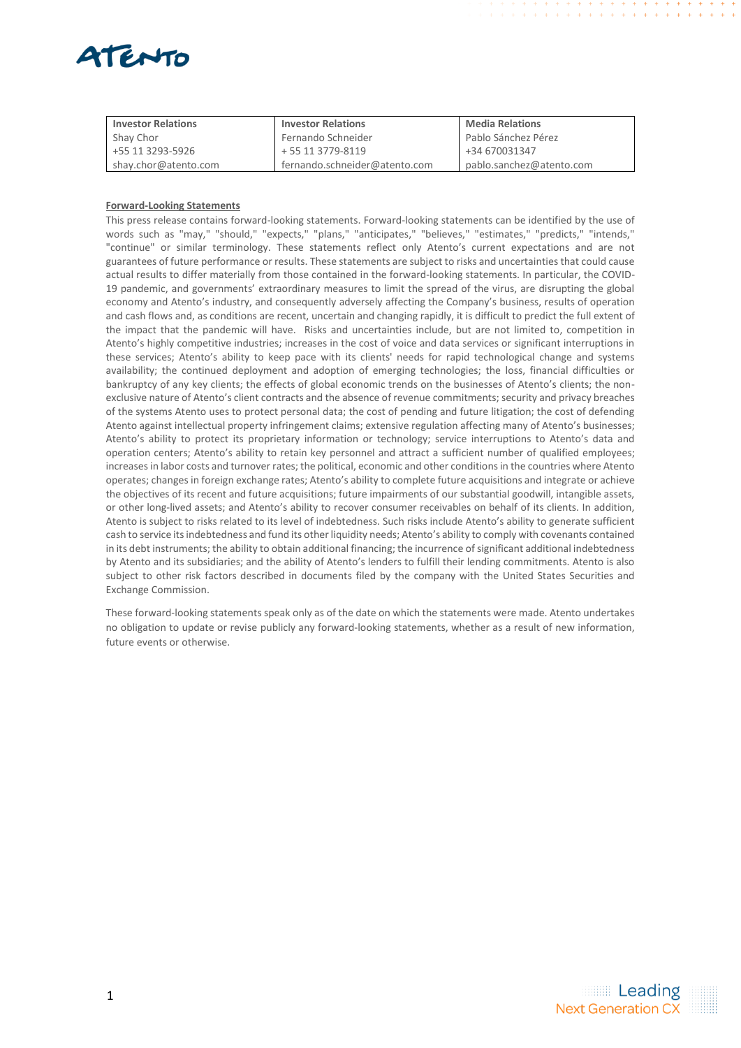| Investor Relations | Investor Relations | Media Relations |
|---|---|---|
| Shay Chor | Fernando Schneider | Pablo Sánchez Pérez |
| +55 11 3293-5926 | + 55 11 3779-8119 | +34 670031347 |
| shay.chor@atento.com | fernando.schneider@atento.com | pablo.sanchez@atento.com |

**Forward-Looking Statements**

This press release contains forward-looking statements. Forward-looking statements can be identified by the use of words such as "may," "should," "expects," "plans," "anticipates," "believes," "estimates," "predicts," "intends," "continue" or similar terminology. These statements reflect only Atento's current expectations and are not guarantees of future performance or results. These statements are subject to risks and uncertainties that could cause actual results to differ materially from those contained in the forward-looking statements. In particular, the COVID-19 pandemic, and governments' extraordinary measures to limit the spread of the virus, are disrupting the global economy and Atento's industry, and consequently adversely affecting the Company's business, results of operation and cash flows and, as conditions are recent, uncertain and changing rapidly, it is difficult to predict the full extent of the impact that the pandemic will have. Risks and uncertainties include, but are not limited to, competition in Atento's highly competitive industries; increases in the cost of voice and data services or significant interruptions in these services; Atento's ability to keep pace with its clients' needs for rapid technological change and systems availability; the continued deployment and adoption of emerging technologies; the loss, financial difficulties or bankruptcy of any key clients; the effects of global economic trends on the businesses of Atento's clients; the non-exclusive nature of Atento's client contracts and the absence of revenue commitments; security and privacy breaches of the systems Atento uses to protect personal data; the cost of pending and future litigation; the cost of defending Atento against intellectual property infringement claims; extensive regulation affecting many of Atento's businesses; Atento's ability to protect its proprietary information or technology; service interruptions to Atento's data and operation centers; Atento's ability to retain key personnel and attract a sufficient number of qualified employees; increases in labor costs and turnover rates; the political, economic and other conditions in the countries where Atento operates; changes in foreign exchange rates; Atento's ability to complete future acquisitions and integrate or achieve the objectives of its recent and future acquisitions; future impairments of our substantial goodwill, intangible assets, or other long-lived assets; and Atento's ability to recover consumer receivables on behalf of its clients. In addition, Atento is subject to risks related to its level of indebtedness. Such risks include Atento's ability to generate sufficient cash to service its indebtedness and fund its other liquidity needs; Atento's ability to comply with covenants contained in its debt instruments; the ability to obtain additional financing; the incurrence of significant additional indebtedness by Atento and its subsidiaries; and the ability of Atento's lenders to fulfill their lending commitments. Atento is also subject to other risk factors described in documents filed by the company with the United States Securities and Exchange Commission.

These forward-looking statements speak only as of the date on which the statements were made. Atento undertakes no obligation to update or revise publicly any forward-looking statements, whether as a result of new information, future events or otherwise.